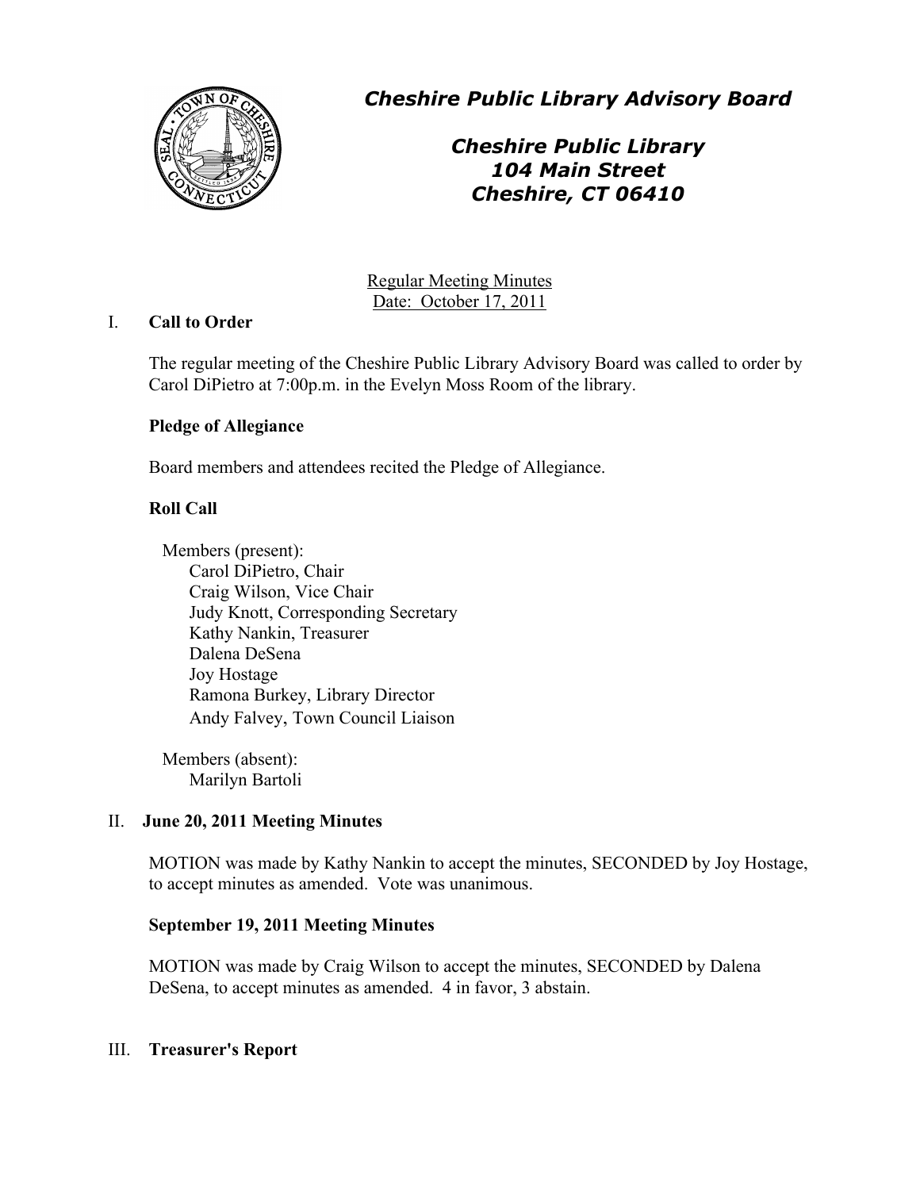# *Cheshire Public Library Advisory Board*

## *Cheshire Public Library*
## *104 Main Street*
## *Cheshire, CT 06410*

Regular Meeting Minutes
Date: October 17, 2011

## I. Call to Order

The regular meeting of the Cheshire Public Library Advisory Board was called to order by Carol DiPietro at 7:00p.m. in the Evelyn Moss Room of the library.

**Pledge of Allegiance**

Board members and attendees recited the Pledge of Allegiance.

**Roll Call**

Members (present):
- Carol DiPietro, Chair
- Craig Wilson, Vice Chair
- Judy Knott, Corresponding Secretary
- Kathy Nankin, Treasurer
- Dalena DeSena
- Joy Hostage
- Ramona Burkey, Library Director
- Andy Falvey, Town Council Liaison

Members (absent):
- Marilyn Bartoli

## II. June 20, 2011 Meeting Minutes

MOTION was made by Kathy Nankin to accept the minutes, SECONDED by Joy Hostage, to accept minutes as amended. Vote was unanimous.

**September 19, 2011 Meeting Minutes**

MOTION was made by Craig Wilson to accept the minutes, SECONDED by Dalena DeSena, to accept minutes as amended. 4 in favor, 3 abstain.

## III. Treasurer's Report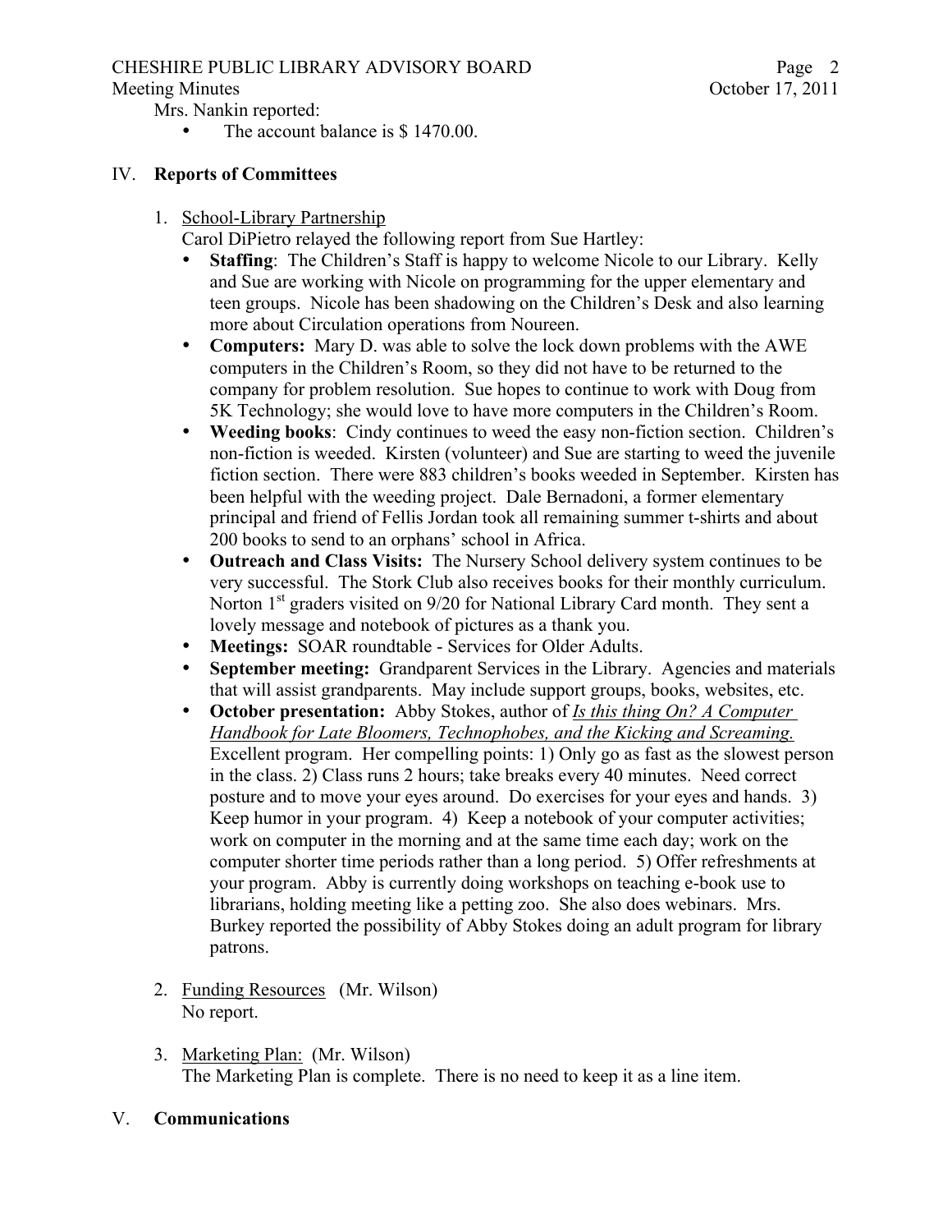Mrs. Nankin reported:

- The account balance is $ 1470.00.

## IV. **Reports of Committees**

1. School-Library Partnership

   Carol DiPietro relayed the following report from Sue Hartley:

   - **Staffing**: The Children's Staff is happy to welcome Nicole to our Library. Kelly and Sue are working with Nicole on programming for the upper elementary and teen groups. Nicole has been shadowing on the Children's Desk and also learning more about Circulation operations from Noureen.
   - **Computers:** Mary D. was able to solve the lock down problems with the AWE computers in the Children's Room, so they did not have to be returned to the company for problem resolution. Sue hopes to continue to work with Doug from 5K Technology; she would love to have more computers in the Children's Room.
   - **Weeding books**: Cindy continues to weed the easy non-fiction section. Children's non-fiction is weeded. Kirsten (volunteer) and Sue are starting to weed the juvenile fiction section. There were 883 children's books weeded in September. Kirsten has been helpful with the weeding project. Dale Bernadoni, a former elementary principal and friend of Fellis Jordan took all remaining summer t-shirts and about 200 books to send to an orphans' school in Africa.
   - **Outreach and Class Visits:** The Nursery School delivery system continues to be very successful. The Stork Club also receives books for their monthly curriculum. Norton 1st graders visited on 9/20 for National Library Card month. They sent a lovely message and notebook of pictures as a thank you.
   - **Meetings:** SOAR roundtable - Services for Older Adults.
   - **September meeting:** Grandparent Services in the Library. Agencies and materials that will assist grandparents. May include support groups, books, websites, etc.
   - **October presentation:** Abby Stokes, author of *Is this thing On? A Computer Handbook for Late Bloomers, Technophobes, and the Kicking and Screaming.* Excellent program. Her compelling points: 1) Only go as fast as the slowest person in the class. 2) Class runs 2 hours; take breaks every 40 minutes. Need correct posture and to move your eyes around. Do exercises for your eyes and hands. 3) Keep humor in your program. 4) Keep a notebook of your computer activities; work on computer in the morning and at the same time each day; work on the computer shorter time periods rather than a long period. 5) Offer refreshments at your program. Abby is currently doing workshops on teaching e-book use to librarians, holding meeting like a petting zoo. She also does webinars. Mrs. Burkey reported the possibility of Abby Stokes doing an adult program for library patrons.

2. Funding Resources (Mr. Wilson)

   No report.

3. Marketing Plan: (Mr. Wilson)

   The Marketing Plan is complete. There is no need to keep it as a line item.

## V. **Communications**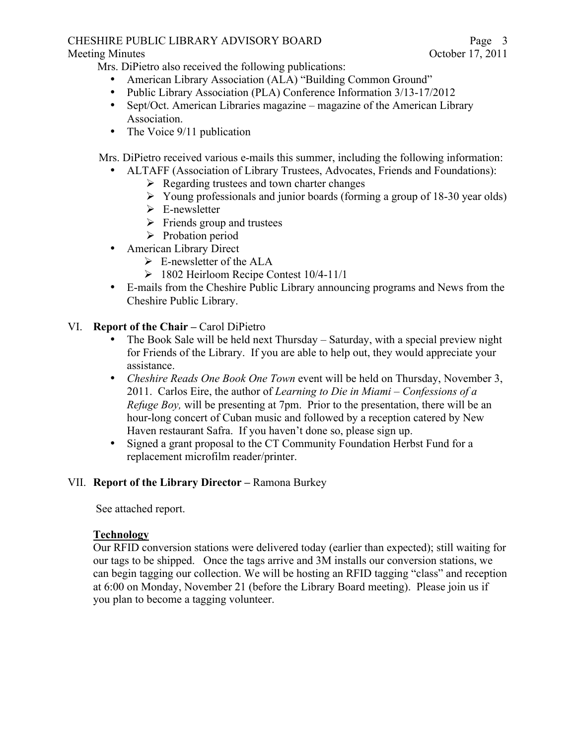Mrs. DiPietro also received the following publications:

- American Library Association (ALA) "Building Common Ground"
- Public Library Association (PLA) Conference Information 3/13-17/2012
- Sept/Oct. American Libraries magazine – magazine of the American Library Association.
- The Voice 9/11 publication

Mrs. DiPietro received various e-mails this summer, including the following information:

- ALTAFF (Association of Library Trustees, Advocates, Friends and Foundations):
  - Regarding trustees and town charter changes
  - Young professionals and junior boards (forming a group of 18-30 year olds)
  - E-newsletter
  - Friends group and trustees
  - Probation period
- American Library Direct
  - E-newsletter of the ALA
  - 1802 Heirloom Recipe Contest 10/4-11/1
- E-mails from the Cheshire Public Library announcing programs and News from the Cheshire Public Library.

## VI. **Report of the Chair –** Carol DiPietro

- The Book Sale will be held next Thursday – Saturday, with a special preview night for Friends of the Library. If you are able to help out, they would appreciate your assistance.
- *Cheshire Reads One Book One Town* event will be held on Thursday, November 3, 2011. Carlos Eire, the author of *Learning to Die in Miami – Confessions of a Refuge Boy,* will be presenting at 7pm. Prior to the presentation, there will be an hour-long concert of Cuban music and followed by a reception catered by New Haven restaurant Safra. If you haven't done so, please sign up.
- Signed a grant proposal to the CT Community Foundation Herbst Fund for a replacement microfilm reader/printer.

## VII. **Report of the Library Director –** Ramona Burkey

See attached report.

**Technology**

Our RFID conversion stations were delivered today (earlier than expected); still waiting for our tags to be shipped. Once the tags arrive and 3M installs our conversion stations, we can begin tagging our collection. We will be hosting an RFID tagging "class" and reception at 6:00 on Monday, November 21 (before the Library Board meeting). Please join us if you plan to become a tagging volunteer.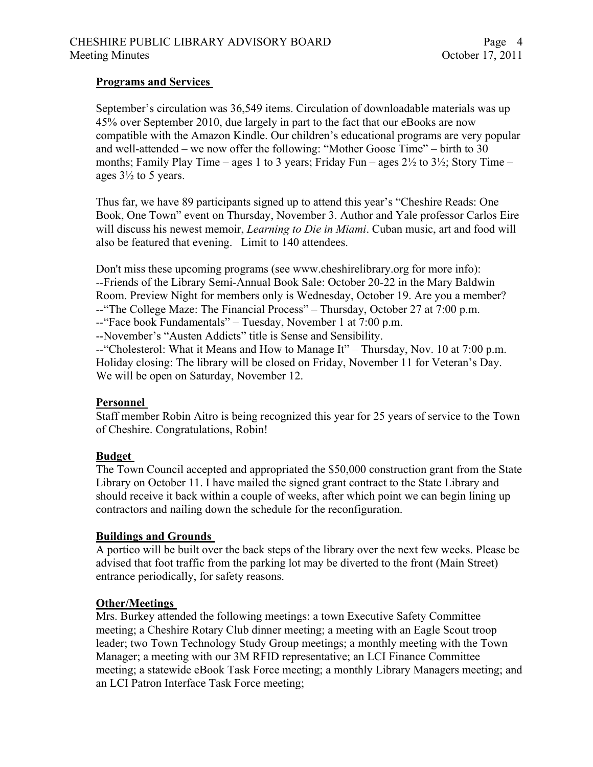## Programs and Services

September's circulation was 36,549 items. Circulation of downloadable materials was up 45% over September 2010, due largely in part to the fact that our eBooks are now compatible with the Amazon Kindle. Our children's educational programs are very popular and well-attended – we now offer the following: "Mother Goose Time" – birth to 30 months; Family Play Time – ages 1 to 3 years; Friday Fun – ages 2½ to 3½; Story Time – ages 3½ to 5 years.

Thus far, we have 89 participants signed up to attend this year's "Cheshire Reads: One Book, One Town" event on Thursday, November 3. Author and Yale professor Carlos Eire will discuss his newest memoir, *Learning to Die in Miami*. Cuban music, art and food will also be featured that evening. Limit to 140 attendees.

Don't miss these upcoming programs (see www.cheshirelibrary.org for more info):
--Friends of the Library Semi-Annual Book Sale: October 20-22 in the Mary Baldwin Room. Preview Night for members only is Wednesday, October 19. Are you a member?
--"The College Maze: The Financial Process" – Thursday, October 27 at 7:00 p.m.
--"Face book Fundamentals" – Tuesday, November 1 at 7:00 p.m.
--November's "Austen Addicts" title is Sense and Sensibility.
--"Cholesterol: What it Means and How to Manage It" – Thursday, Nov. 10 at 7:00 p.m.
Holiday closing: The library will be closed on Friday, November 11 for Veteran's Day. We will be open on Saturday, November 12.

## Personnel

Staff member Robin Aitro is being recognized this year for 25 years of service to the Town of Cheshire. Congratulations, Robin!

## Budget

The Town Council accepted and appropriated the $50,000 construction grant from the State Library on October 11. I have mailed the signed grant contract to the State Library and should receive it back within a couple of weeks, after which point we can begin lining up contractors and nailing down the schedule for the reconfiguration.

## Buildings and Grounds

A portico will be built over the back steps of the library over the next few weeks. Please be advised that foot traffic from the parking lot may be diverted to the front (Main Street) entrance periodically, for safety reasons.

## Other/Meetings

Mrs. Burkey attended the following meetings: a town Executive Safety Committee meeting; a Cheshire Rotary Club dinner meeting; a meeting with an Eagle Scout troop leader; two Town Technology Study Group meetings; a monthly meeting with the Town Manager; a meeting with our 3M RFID representative; an LCI Finance Committee meeting; a statewide eBook Task Force meeting; a monthly Library Managers meeting; and an LCI Patron Interface Task Force meeting;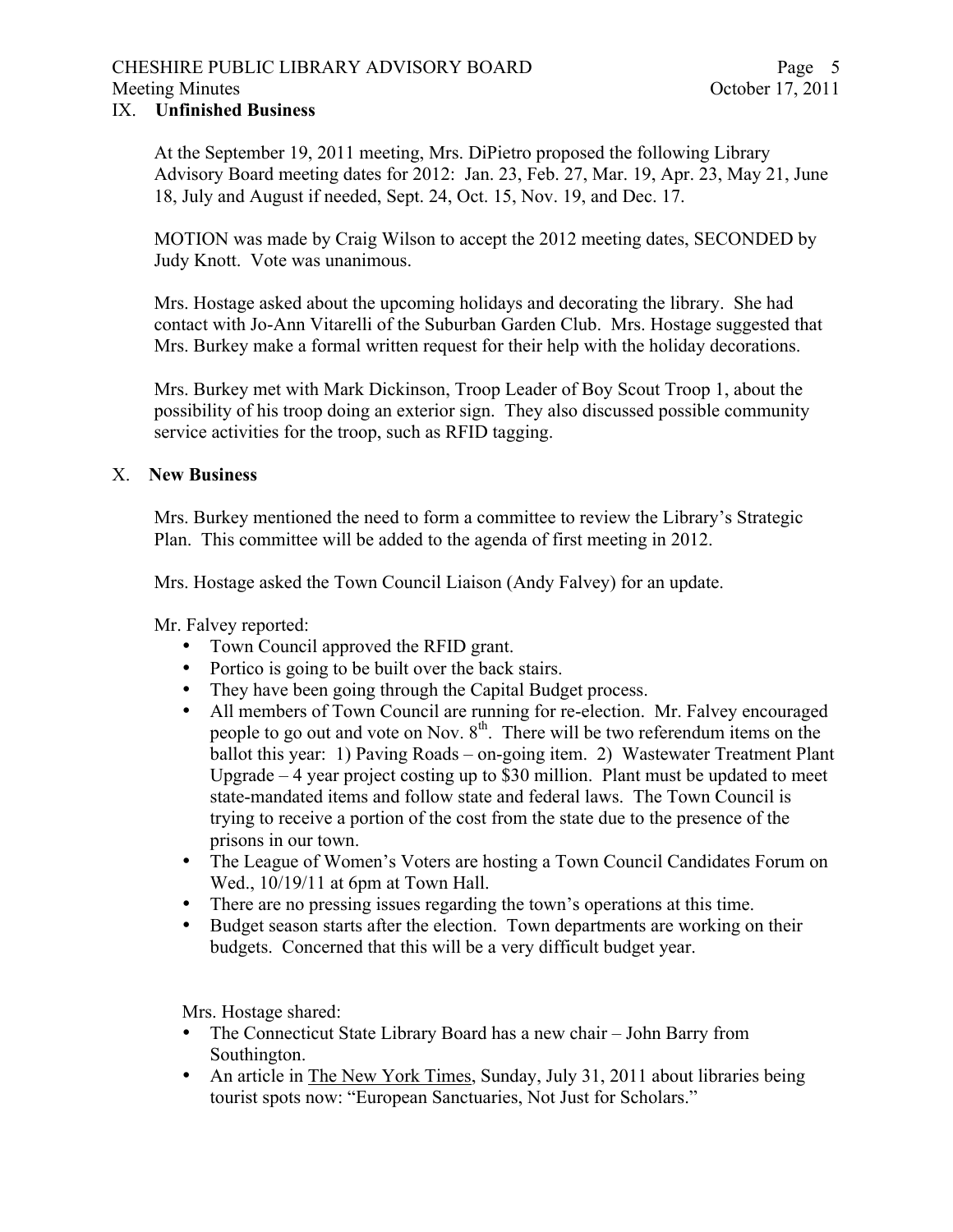## IX. Unfinished Business

At the September 19, 2011 meeting, Mrs. DiPietro proposed the following Library Advisory Board meeting dates for 2012: Jan. 23, Feb. 27, Mar. 19, Apr. 23, May 21, June 18, July and August if needed, Sept. 24, Oct. 15, Nov. 19, and Dec. 17.

MOTION was made by Craig Wilson to accept the 2012 meeting dates, SECONDED by Judy Knott. Vote was unanimous.

Mrs. Hostage asked about the upcoming holidays and decorating the library. She had contact with Jo-Ann Vitarelli of the Suburban Garden Club. Mrs. Hostage suggested that Mrs. Burkey make a formal written request for their help with the holiday decorations.

Mrs. Burkey met with Mark Dickinson, Troop Leader of Boy Scout Troop 1, about the possibility of his troop doing an exterior sign. They also discussed possible community service activities for the troop, such as RFID tagging.

## X. New Business

Mrs. Burkey mentioned the need to form a committee to review the Library's Strategic Plan. This committee will be added to the agenda of first meeting in 2012.

Mrs. Hostage asked the Town Council Liaison (Andy Falvey) for an update.

Mr. Falvey reported:

- Town Council approved the RFID grant.
- Portico is going to be built over the back stairs.
- They have been going through the Capital Budget process.
- All members of Town Council are running for re-election. Mr. Falvey encouraged people to go out and vote on Nov. 8th. There will be two referendum items on the ballot this year: 1) Paving Roads – on-going item. 2) Wastewater Treatment Plant Upgrade – 4 year project costing up to $30 million. Plant must be updated to meet state-mandated items and follow state and federal laws. The Town Council is trying to receive a portion of the cost from the state due to the presence of the prisons in our town.
- The League of Women's Voters are hosting a Town Council Candidates Forum on Wed., 10/19/11 at 6pm at Town Hall.
- There are no pressing issues regarding the town's operations at this time.
- Budget season starts after the election. Town departments are working on their budgets. Concerned that this will be a very difficult budget year.

Mrs. Hostage shared:

- The Connecticut State Library Board has a new chair – John Barry from Southington.
- An article in The New York Times, Sunday, July 31, 2011 about libraries being tourist spots now: "European Sanctuaries, Not Just for Scholars."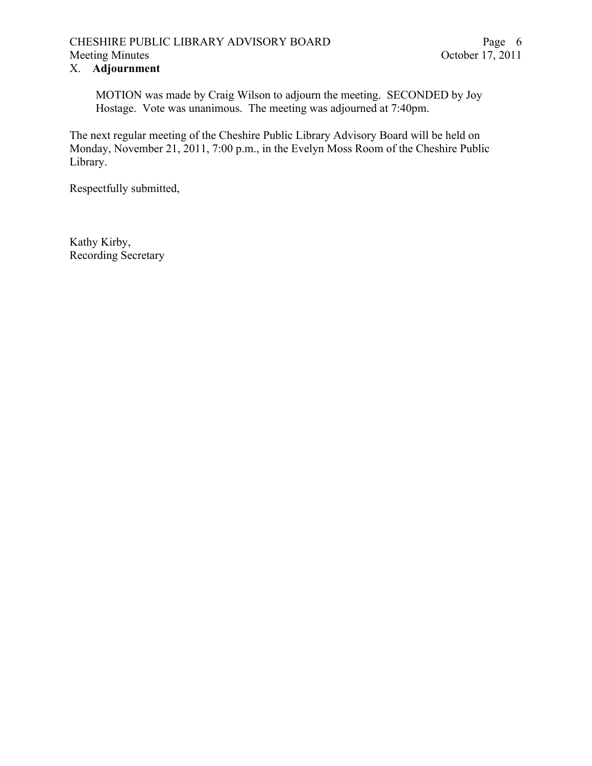## X. **Adjournment**

MOTION was made by Craig Wilson to adjourn the meeting. SECONDED by Joy Hostage. Vote was unanimous. The meeting was adjourned at 7:40pm.

The next regular meeting of the Cheshire Public Library Advisory Board will be held on Monday, November 21, 2011, 7:00 p.m., in the Evelyn Moss Room of the Cheshire Public Library.

Respectfully submitted,

Kathy Kirby,
Recording Secretary